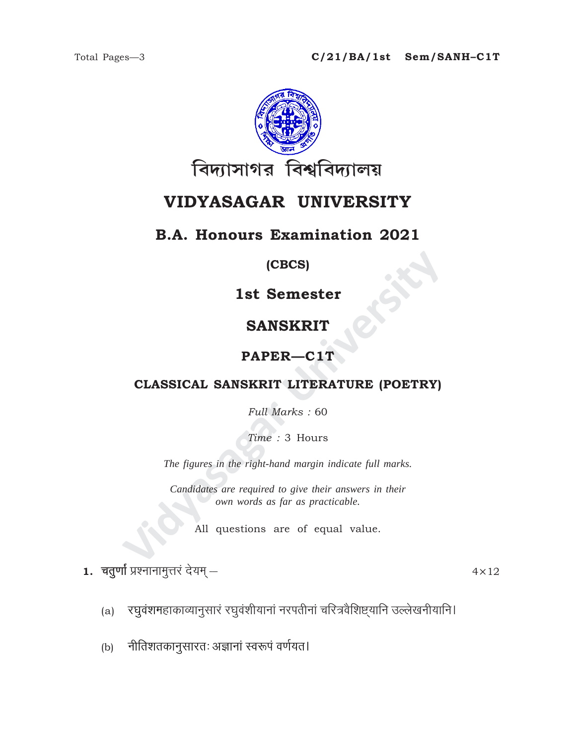Total Pages—3

**C/21/BA/1st Sem/SANH–C1T**

বিদ্যাসাগর বিশ্ববিদ্যালয়

# VIDYASAGAR UNIVERSITY

## B.A. Honours Examination 2021

**(CBCS)**

**1st Semester**

**SANSKRIT**

**PAPER—C1T**

**CLASSICAL SANSKRIT LITERATURE (POETRY)**

*Full Marks* : 60

*Time* : 3 Hours

*The figures in the right-hand margin indicate full marks.*

*Candidates are required to give their answers in their own words as far as practicable.*

All questions are of equal value.

**1.** **चतुर्णां** प्रश्नानामुत्तरं देयम् — 4×12

(a) रघुवंशमहाकाव्यानुसारं रघुवंशीयानां नरपतीनां चरित्रवैशिष्ट्यानि उल्लेखनीयानि।

(b) नीतिशतकानुसारतः अज्ञानां स्वरूपं वर्णयत।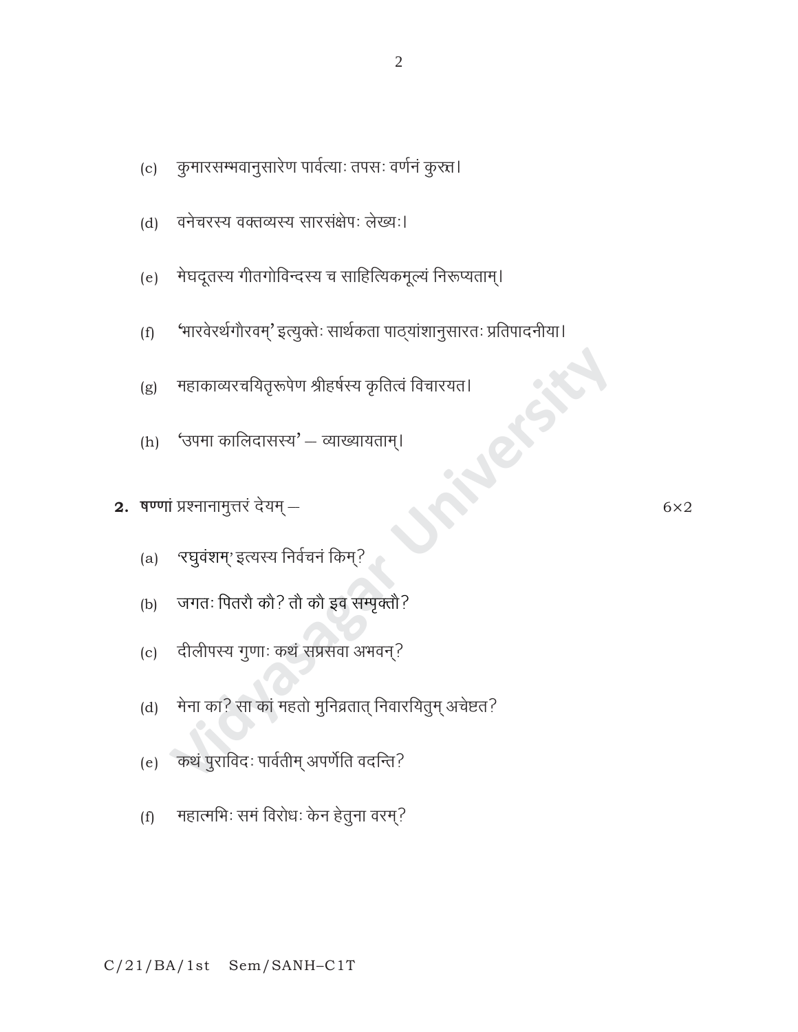(c) कुमारसम्भवानुसारेण पार्वत्याः तपसः वर्णनं कुरुत।

(d) वनेचरस्य वक्तव्यस्य सारसंक्षेपः लेख्यः।

(e) मेघदूतस्य गीतगोविन्दस्य च साहित्यिकमूल्यं निरूप्यताम्।

(f) 'भारवेरर्थगौरवम्' इत्युक्तेः सार्थकता पाठ्यांशानुसारतः प्रतिपादनीया।

(g) महाकाव्यरचयितृरूपेण श्रीहर्षस्य कृतित्वं विचारयत।

(h) 'उपमा कालिदासस्य' – व्याख्यायताम्।

**2.** **षण्णां** प्रश्नानामुत्तरं देयम् – $6\times2$

(a) 'रघुवंशम्' इत्यस्य निर्वचनं किम्?

(b) जगतः पितरौ कौ? तौ कौ इव सम्पृक्तौ?

(c) दीलीपस्य गुणाः कथं सप्रसवा अभवन्?

(d) मेना का? सा कां महतो मुनिव्रतात् निवारयितुम् अचेष्टत?

(e) कथं पुराविदः पार्वतीम् अपर्णेति वदन्ति?

(f) महात्मभिः समं विरोधः केन हेतुना वरम्?

C/21/BA/1st Sem/SANH–C1T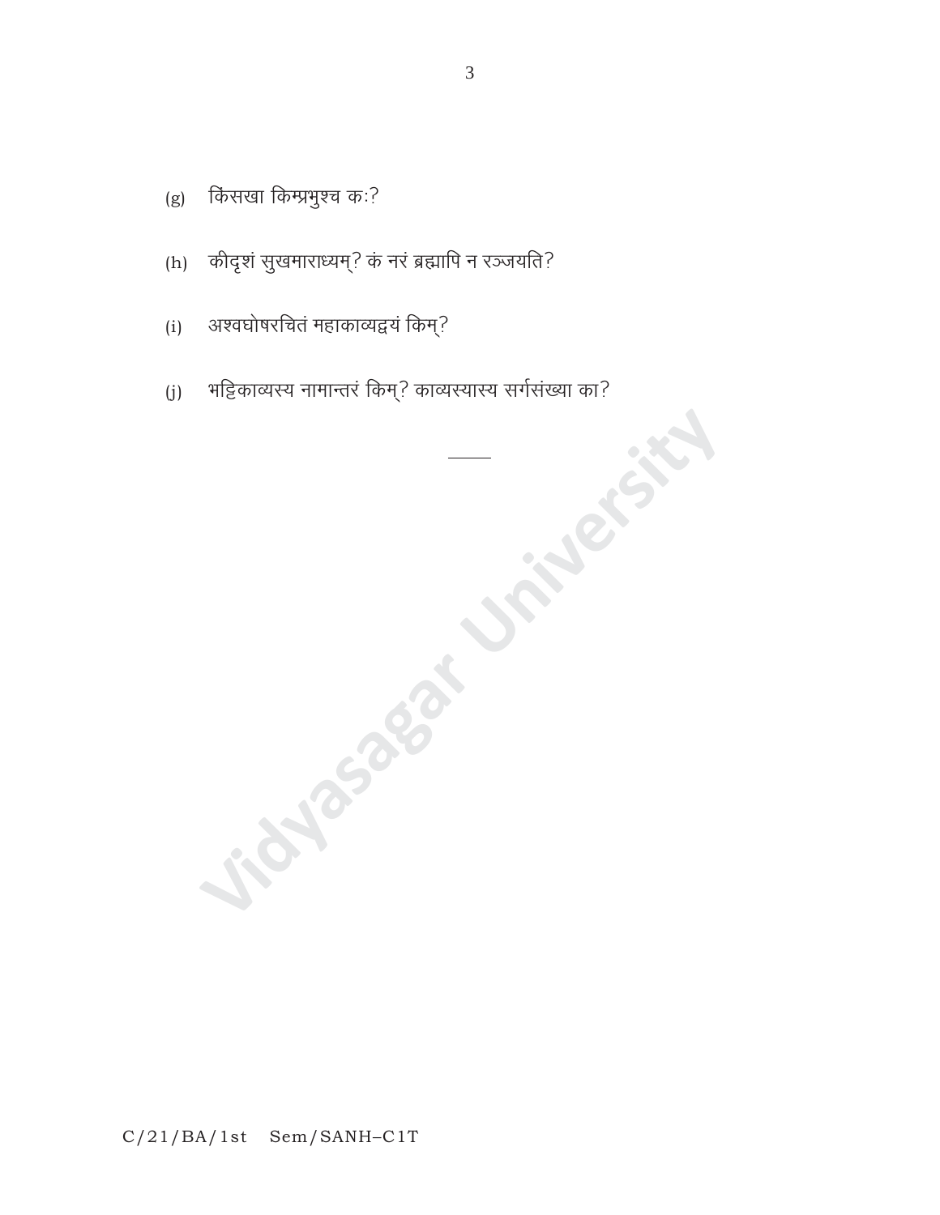(g) किंसखा किम्प्रभुश्च कः?

(h) कीदृशं सुखमाराध्यम्? कं नरं ब्रह्मापि न रञ्जयति?

(i) अश्वघोषरचितं महाकाव्यद्वयं किम्?

(j) भट्टिकाव्यस्य नामान्तरं किम्? काव्यस्यास्य सर्गसंख्या का?

———